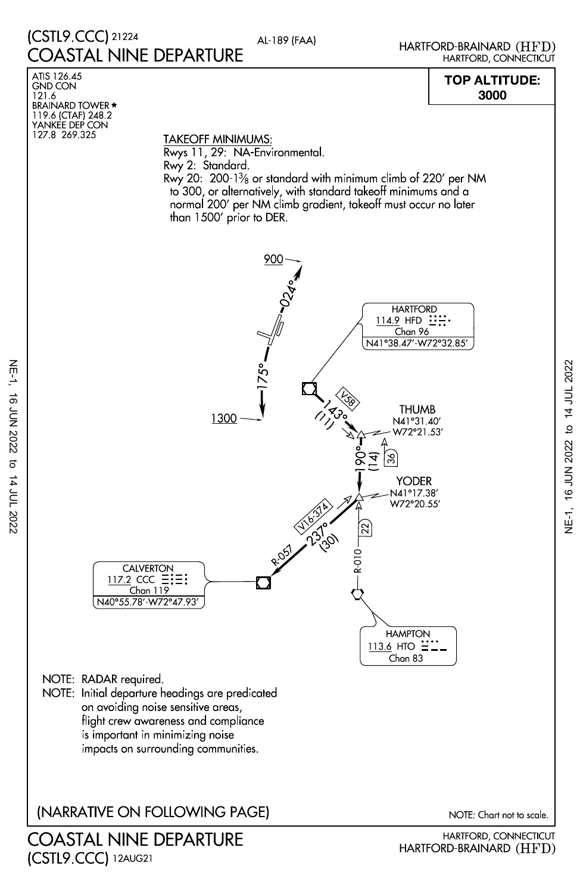# (CSTL9.CCC) 21224
# COASTAL NINE DEPARTURE

AL-189 (FAA)

HARTFORD-BRAINARD (HFD)
HARTFORD, CONNECTICUT

ATIS 126.45
GND CON
121.6
BRAINARD TOWER ★
119.6 (CTAF) 248.2
YANKEE DEP CON
127.8 269.325

**TOP ALTITUDE: 3000**

TAKEOFF MINIMUMS:
Rwys 11, 29: NA-Environmental.
Rwy 2: Standard.
Rwy 20: 200-1⅜ or standard with minimum climb of 220′ per NM to 300, or alternatively, with standard takeoff minimums and a normal 200′ per NM climb gradient, takeoff must occur no later than 1500′ prior to DER.

900
024°
175°
1300

HARTFORD
114.9 HFD
Chan 96
N41°38.47′-W72°32.85′

V58
143°
(11)

THUMB
N41°31.40′
W72°21.53′

36

190°
(14)

YODER
N41°17.38′
W72°20.55′

22

V16-374
237°
(30)
R-057

R-010

CALVERTON
117.2 CCC
Chan 119
N40°55.78′-W72°47.93′

HAMPTON
113.6 HTO
Chan 83

NOTE: RADAR required.
NOTE: Initial departure headings are predicated on avoiding noise sensitive areas, flight crew awareness and compliance is important in minimizing noise impacts on surrounding communities.

(NARRATIVE ON FOLLOWING PAGE)

NOTE: Chart not to scale.

COASTAL NINE DEPARTURE
(CSTL9.CCC) 12AUG21

HARTFORD, CONNECTICUT
HARTFORD-BRAINARD (HFD)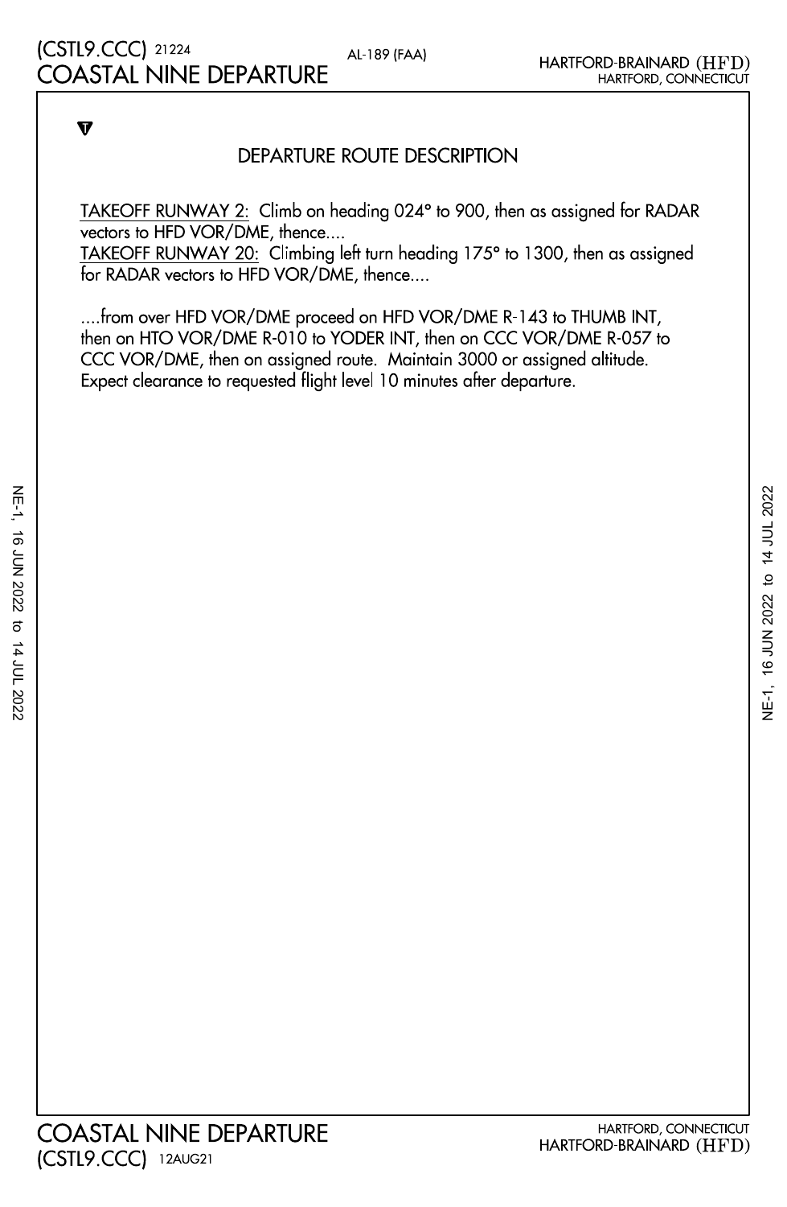# (CSTL9.CCC) 21224
# COASTAL NINE DEPARTURE

AL-189 (FAA)

HARTFORD-BRAINARD (HFD)
HARTFORD, CONNECTICUT

## DEPARTURE ROUTE DESCRIPTION

TAKEOFF RUNWAY 2: Climb on heading 024° to 900, then as assigned for RADAR vectors to HFD VOR/DME, thence....
TAKEOFF RUNWAY 20: Climbing left turn heading 175° to 1300, then as assigned for RADAR vectors to HFD VOR/DME, thence....

....from over HFD VOR/DME proceed on HFD VOR/DME R-143 to THUMB INT, then on HTO VOR/DME R-010 to YODER INT, then on CCC VOR/DME R-057 to CCC VOR/DME, then on assigned route. Maintain 3000 or assigned altitude. Expect clearance to requested flight level 10 minutes after departure.

COASTAL NINE DEPARTURE
(CSTL9.CCC) 12AUG21

HARTFORD, CONNECTICUT
HARTFORD-BRAINARD (HFD)